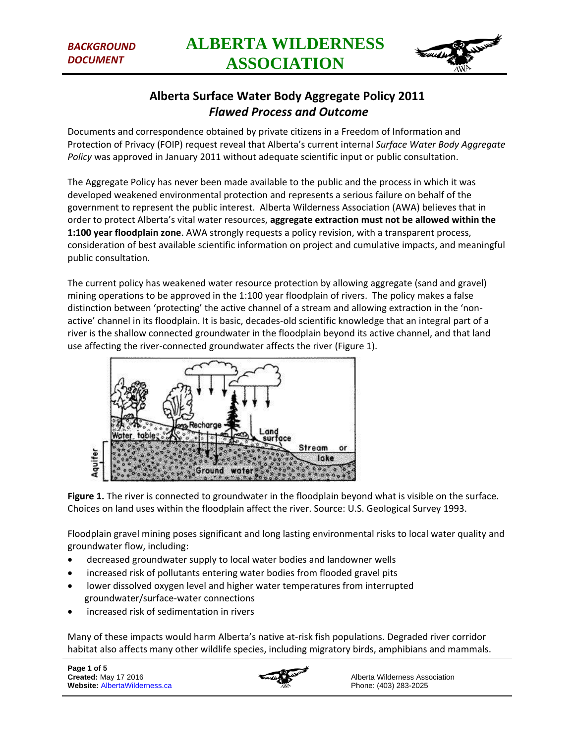*BACKGROUND DOCUMENT*

# ALBERTA WILDERNESS ASSOCIATION

## Alberta Surface Water Body Aggregate Policy 2011
### *Flawed Process and Outcome*

Documents and correspondence obtained by private citizens in a Freedom of Information and Protection of Privacy (FOIP) request reveal that Alberta's current internal *Surface Water Body Aggregate Policy* was approved in January 2011 without adequate scientific input or public consultation.

The Aggregate Policy has never been made available to the public and the process in which it was developed weakened environmental protection and represents a serious failure on behalf of the government to represent the public interest. Alberta Wilderness Association (AWA) believes that in order to protect Alberta's vital water resources, **aggregate extraction must not be allowed within the 1:100 year floodplain zone**. AWA strongly requests a policy revision, with a transparent process, consideration of best available scientific information on project and cumulative impacts, and meaningful public consultation.

The current policy has weakened water resource protection by allowing aggregate (sand and gravel) mining operations to be approved in the 1:100 year floodplain of rivers. The policy makes a false distinction between 'protecting' the active channel of a stream and allowing extraction in the 'non-active' channel in its floodplain. It is basic, decades-old scientific knowledge that an integral part of a river is the shallow connected groundwater in the floodplain beyond its active channel, and that land use affecting the river-connected groundwater affects the river (Figure 1).

**Figure 1.** The river is connected to groundwater in the floodplain beyond what is visible on the surface. Choices on land uses within the floodplain affect the river. Source: U.S. Geological Survey 1993.

Floodplain gravel mining poses significant and long lasting environmental risks to local water quality and groundwater flow, including:

- decreased groundwater supply to local water bodies and landowner wells
- increased risk of pollutants entering water bodies from flooded gravel pits
- lower dissolved oxygen level and higher water temperatures from interrupted groundwater/surface-water connections
- increased risk of sedimentation in rivers

Many of these impacts would harm Alberta's native at-risk fish populations. Degraded river corridor habitat also affects many other wildlife species, including migratory birds, amphibians and mammals.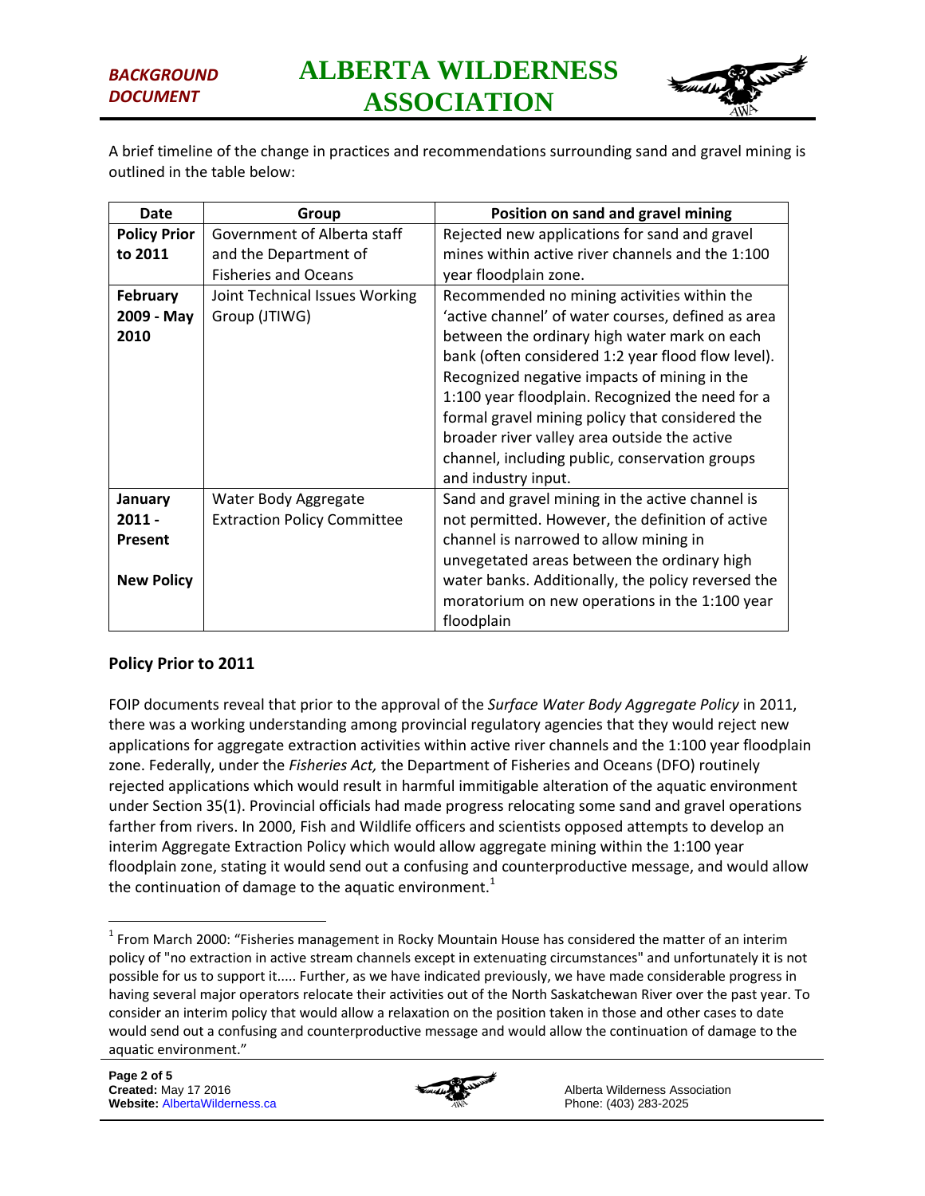A brief timeline of the change in practices and recommendations surrounding sand and gravel mining is outlined in the table below:

| Date | Group | Position on sand and gravel mining |
| --- | --- | --- |
| **Policy Prior to 2011** | Government of Alberta staff and the Department of Fisheries and Oceans | Rejected new applications for sand and gravel mines within active river channels and the 1:100 year floodplain zone. |
| **February 2009 - May 2010** | Joint Technical Issues Working Group (JTIWG) | Recommended no mining activities within the 'active channel' of water courses, defined as area between the ordinary high water mark on each bank (often considered 1:2 year flood flow level). Recognized negative impacts of mining in the 1:100 year floodplain. Recognized the need for a formal gravel mining policy that considered the broader river valley area outside the active channel, including public, conservation groups and industry input. |
| **January 2011 - Present**<br><br>**New Policy** | Water Body Aggregate Extraction Policy Committee | Sand and gravel mining in the active channel is not permitted. However, the definition of active channel is narrowed to allow mining in unvegetated areas between the ordinary high water banks. Additionally, the policy reversed the moratorium on new operations in the 1:100 year floodplain |

### Policy Prior to 2011

FOIP documents reveal that prior to the approval of the *Surface Water Body Aggregate Policy* in 2011, there was a working understanding among provincial regulatory agencies that they would reject new applications for aggregate extraction activities within active river channels and the 1:100 year floodplain zone. Federally, under the *Fisheries Act,* the Department of Fisheries and Oceans (DFO) routinely rejected applications which would result in harmful immitigable alteration of the aquatic environment under Section 35(1). Provincial officials had made progress relocating some sand and gravel operations farther from rivers. In 2000, Fish and Wildlife officers and scientists opposed attempts to develop an interim Aggregate Extraction Policy which would allow aggregate mining within the 1:100 year floodplain zone, stating it would send out a confusing and counterproductive message, and would allow the continuation of damage to the aquatic environment.[1]

[1] From March 2000: "Fisheries management in Rocky Mountain House has considered the matter of an interim policy of "no extraction in active stream channels except in extenuating circumstances" and unfortunately it is not possible for us to support it..... Further, as we have indicated previously, we have made considerable progress in having several major operators relocate their activities out of the North Saskatchewan River over the past year. To consider an interim policy that would allow a relaxation on the position taken in those and other cases to date would send out a confusing and counterproductive message and would allow the continuation of damage to the aquatic environment."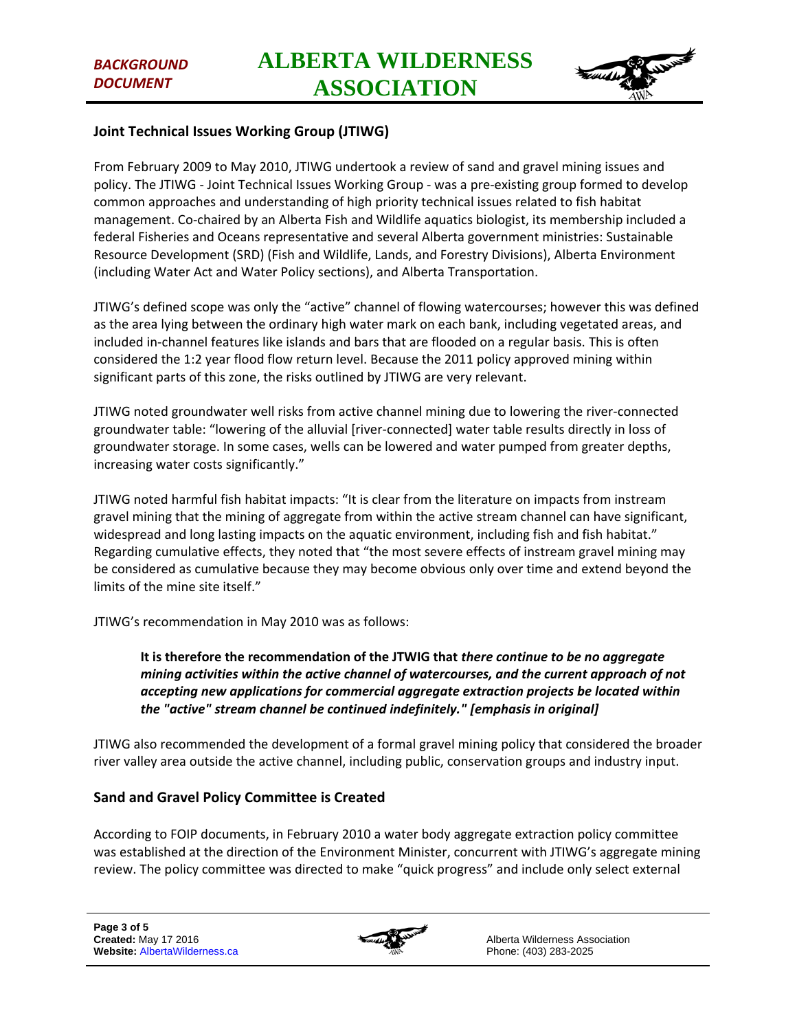## Joint Technical Issues Working Group (JTIWG)

From February 2009 to May 2010, JTIWG undertook a review of sand and gravel mining issues and policy. The JTIWG - Joint Technical Issues Working Group - was a pre-existing group formed to develop common approaches and understanding of high priority technical issues related to fish habitat management. Co-chaired by an Alberta Fish and Wildlife aquatics biologist, its membership included a federal Fisheries and Oceans representative and several Alberta government ministries: Sustainable Resource Development (SRD) (Fish and Wildlife, Lands, and Forestry Divisions), Alberta Environment (including Water Act and Water Policy sections), and Alberta Transportation.

JTIWG's defined scope was only the "active" channel of flowing watercourses; however this was defined as the area lying between the ordinary high water mark on each bank, including vegetated areas, and included in-channel features like islands and bars that are flooded on a regular basis. This is often considered the 1:2 year flood flow return level. Because the 2011 policy approved mining within significant parts of this zone, the risks outlined by JTIWG are very relevant.

JTIWG noted groundwater well risks from active channel mining due to lowering the river-connected groundwater table: "lowering of the alluvial [river-connected] water table results directly in loss of groundwater storage. In some cases, wells can be lowered and water pumped from greater depths, increasing water costs significantly."

JTIWG noted harmful fish habitat impacts: "It is clear from the literature on impacts from instream gravel mining that the mining of aggregate from within the active stream channel can have significant, widespread and long lasting impacts on the aquatic environment, including fish and fish habitat." Regarding cumulative effects, they noted that "the most severe effects of instream gravel mining may be considered as cumulative because they may become obvious only over time and extend beyond the limits of the mine site itself."

JTIWG's recommendation in May 2010 was as follows:

> **It is therefore the recommendation of the JTWIG that *there continue to be no aggregate mining activities within the active channel of watercourses, and the current approach of not accepting new applications for commercial aggregate extraction projects be located within the "active" stream channel be continued indefinitely." [emphasis in original]***

JTIWG also recommended the development of a formal gravel mining policy that considered the broader river valley area outside the active channel, including public, conservation groups and industry input.

## Sand and Gravel Policy Committee is Created

According to FOIP documents, in February 2010 a water body aggregate extraction policy committee was established at the direction of the Environment Minister, concurrent with JTIWG's aggregate mining review. The policy committee was directed to make "quick progress" and include only select external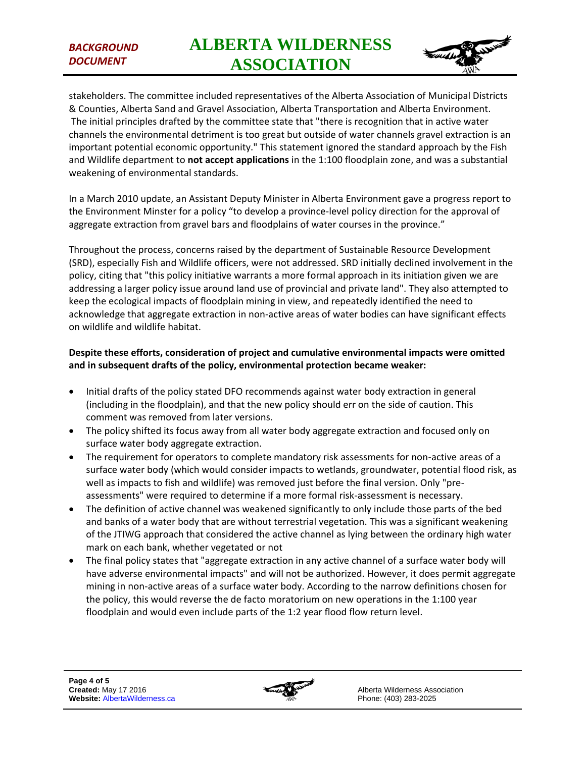stakeholders. The committee included representatives of the Alberta Association of Municipal Districts & Counties, Alberta Sand and Gravel Association, Alberta Transportation and Alberta Environment. The initial principles drafted by the committee state that "there is recognition that in active water channels the environmental detriment is too great but outside of water channels gravel extraction is an important potential economic opportunity." This statement ignored the standard approach by the Fish and Wildlife department to **not accept applications** in the 1:100 floodplain zone, and was a substantial weakening of environmental standards.

In a March 2010 update, an Assistant Deputy Minister in Alberta Environment gave a progress report to the Environment Minster for a policy "to develop a province-level policy direction for the approval of aggregate extraction from gravel bars and floodplains of water courses in the province."

Throughout the process, concerns raised by the department of Sustainable Resource Development (SRD), especially Fish and Wildlife officers, were not addressed. SRD initially declined involvement in the policy, citing that "this policy initiative warrants a more formal approach in its initiation given we are addressing a larger policy issue around land use of provincial and private land". They also attempted to keep the ecological impacts of floodplain mining in view, and repeatedly identified the need to acknowledge that aggregate extraction in non-active areas of water bodies can have significant effects on wildlife and wildlife habitat.

**Despite these efforts, consideration of project and cumulative environmental impacts were omitted and in subsequent drafts of the policy, environmental protection became weaker:**

- Initial drafts of the policy stated DFO recommends against water body extraction in general (including in the floodplain), and that the new policy should err on the side of caution. This comment was removed from later versions.
- The policy shifted its focus away from all water body aggregate extraction and focused only on surface water body aggregate extraction.
- The requirement for operators to complete mandatory risk assessments for non-active areas of a surface water body (which would consider impacts to wetlands, groundwater, potential flood risk, as well as impacts to fish and wildlife) was removed just before the final version. Only "pre-assessments" were required to determine if a more formal risk-assessment is necessary.
- The definition of active channel was weakened significantly to only include those parts of the bed and banks of a water body that are without terrestrial vegetation. This was a significant weakening of the JTIWG approach that considered the active channel as lying between the ordinary high water mark on each bank, whether vegetated or not
- The final policy states that "aggregate extraction in any active channel of a surface water body will have adverse environmental impacts" and will not be authorized. However, it does permit aggregate mining in non-active areas of a surface water body. According to the narrow definitions chosen for the policy, this would reverse the de facto moratorium on new operations in the 1:100 year floodplain and would even include parts of the 1:2 year flood flow return level.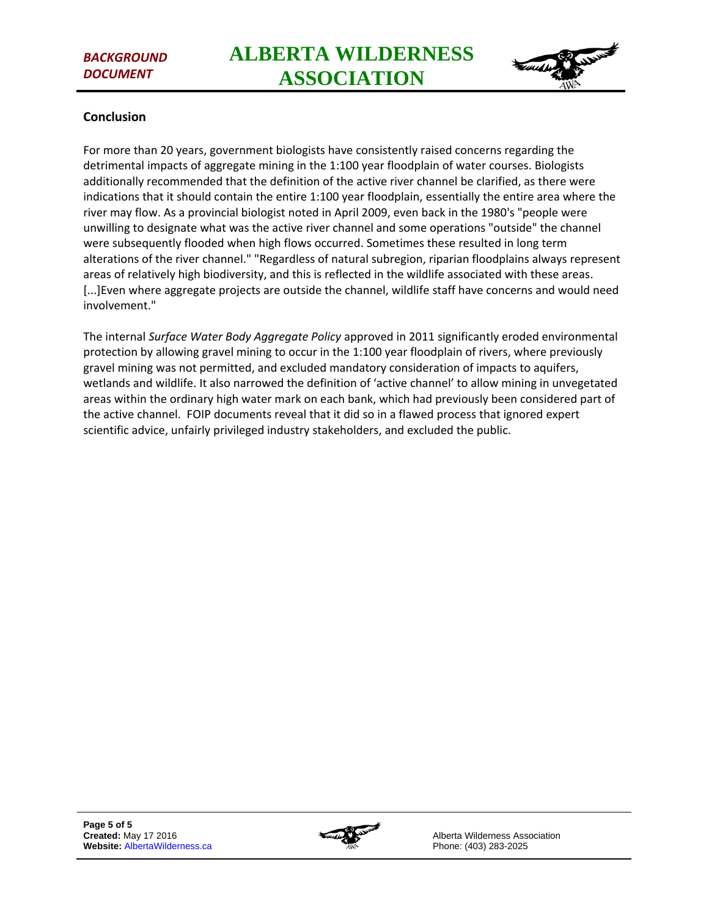## Conclusion

For more than 20 years, government biologists have consistently raised concerns regarding the detrimental impacts of aggregate mining in the 1:100 year floodplain of water courses. Biologists additionally recommended that the definition of the active river channel be clarified, as there were indications that it should contain the entire 1:100 year floodplain, essentially the entire area where the river may flow. As a provincial biologist noted in April 2009, even back in the 1980's "people were unwilling to designate what was the active river channel and some operations "outside" the channel were subsequently flooded when high flows occurred. Sometimes these resulted in long term alterations of the river channel." "Regardless of natural subregion, riparian floodplains always represent areas of relatively high biodiversity, and this is reflected in the wildlife associated with these areas. [...]Even where aggregate projects are outside the channel, wildlife staff have concerns and would need involvement."

The internal *Surface Water Body Aggregate Policy* approved in 2011 significantly eroded environmental protection by allowing gravel mining to occur in the 1:100 year floodplain of rivers, where previously gravel mining was not permitted, and excluded mandatory consideration of impacts to aquifers, wetlands and wildlife. It also narrowed the definition of 'active channel' to allow mining in unvegetated areas within the ordinary high water mark on each bank, which had previously been considered part of the active channel. FOIP documents reveal that it did so in a flawed process that ignored expert scientific advice, unfairly privileged industry stakeholders, and excluded the public.